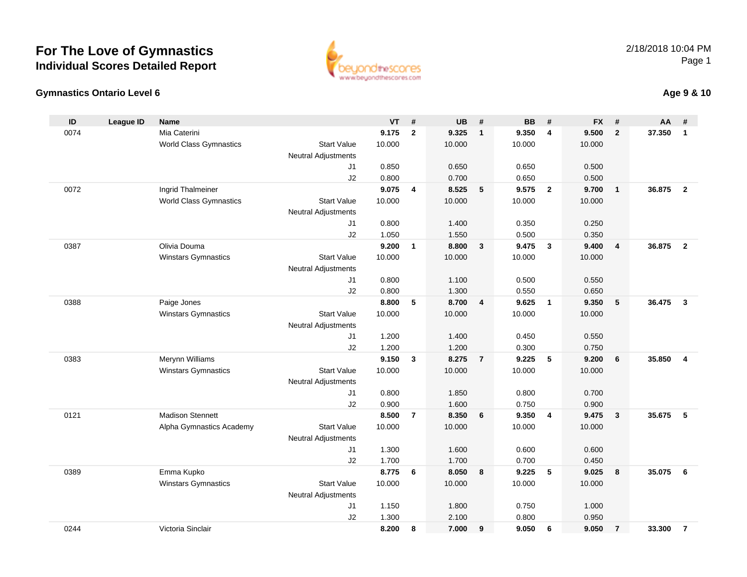# For The Love of Gymnastics
## Individual Scores Detailed Report

2/18/2018 10:04 PM

### Gymnastics Ontario Level 6

**Age 9 & 10**

| ID | League ID | Name | | VT | # | UB | # | BB | # | FX | # | AA | # |
|---|---|---|---|---|---|---|---|---|---|---|---|---|---|
| 0074 | | Mia Caterini | | **9.175** | **2** | **9.325** | **1** | **9.350** | **4** | **9.500** | **2** | **37.350** | **1** |
| | | World Class Gymnastics | Start Value | 10.000 | | 10.000 | | 10.000 | | 10.000 | | | |
| | | | Neutral Adjustments | | | | | | | | | | |
| | | | J1 | 0.850 | | 0.650 | | 0.650 | | 0.500 | | | |
| | | | J2 | 0.800 | | 0.700 | | 0.650 | | 0.500 | | | |
| 0072 | | Ingrid Thalmeiner | | **9.075** | **4** | **8.525** | **5** | **9.575** | **2** | **9.700** | **1** | **36.875** | **2** |
| | | World Class Gymnastics | Start Value | 10.000 | | 10.000 | | 10.000 | | 10.000 | | | |
| | | | Neutral Adjustments | | | | | | | | | | |
| | | | J1 | 0.800 | | 1.400 | | 0.350 | | 0.250 | | | |
| | | | J2 | 1.050 | | 1.550 | | 0.500 | | 0.350 | | | |
| 0387 | | Olivia Douma | | **9.200** | **1** | **8.800** | **3** | **9.475** | **3** | **9.400** | **4** | **36.875** | **2** |
| | | Winstars Gymnastics | Start Value | 10.000 | | 10.000 | | 10.000 | | 10.000 | | | |
| | | | Neutral Adjustments | | | | | | | | | | |
| | | | J1 | 0.800 | | 1.100 | | 0.500 | | 0.550 | | | |
| | | | J2 | 0.800 | | 1.300 | | 0.550 | | 0.650 | | | |
| 0388 | | Paige Jones | | **8.800** | **5** | **8.700** | **4** | **9.625** | **1** | **9.350** | **5** | **36.475** | **3** |
| | | Winstars Gymnastics | Start Value | 10.000 | | 10.000 | | 10.000 | | 10.000 | | | |
| | | | Neutral Adjustments | | | | | | | | | | |
| | | | J1 | 1.200 | | 1.400 | | 0.450 | | 0.550 | | | |
| | | | J2 | 1.200 | | 1.200 | | 0.300 | | 0.750 | | | |
| 0383 | | Merynn Williams | | **9.150** | **3** | **8.275** | **7** | **9.225** | **5** | **9.200** | **6** | **35.850** | **4** |
| | | Winstars Gymnastics | Start Value | 10.000 | | 10.000 | | 10.000 | | 10.000 | | | |
| | | | Neutral Adjustments | | | | | | | | | | |
| | | | J1 | 0.800 | | 1.850 | | 0.800 | | 0.700 | | | |
| | | | J2 | 0.900 | | 1.600 | | 0.750 | | 0.900 | | | |
| 0121 | | Madison Stennett | | **8.500** | **7** | **8.350** | **6** | **9.350** | **4** | **9.475** | **3** | **35.675** | **5** |
| | | Alpha Gymnastics Academy | Start Value | 10.000 | | 10.000 | | 10.000 | | 10.000 | | | |
| | | | Neutral Adjustments | | | | | | | | | | |
| | | | J1 | 1.300 | | 1.600 | | 0.600 | | 0.600 | | | |
| | | | J2 | 1.700 | | 1.700 | | 0.700 | | 0.450 | | | |
| 0389 | | Emma Kupko | | **8.775** | **6** | **8.050** | **8** | **9.225** | **5** | **9.025** | **8** | **35.075** | **6** |
| | | Winstars Gymnastics | Start Value | 10.000 | | 10.000 | | 10.000 | | 10.000 | | | |
| | | | Neutral Adjustments | | | | | | | | | | |
| | | | J1 | 1.150 | | 1.800 | | 0.750 | | 1.000 | | | |
| | | | J2 | 1.300 | | 2.100 | | 0.800 | | 0.950 | | | |
| 0244 | | Victoria Sinclair | | **8.200** | **8** | **7.000** | **9** | **9.050** | **6** | **9.050** | **7** | **33.300** | **7** |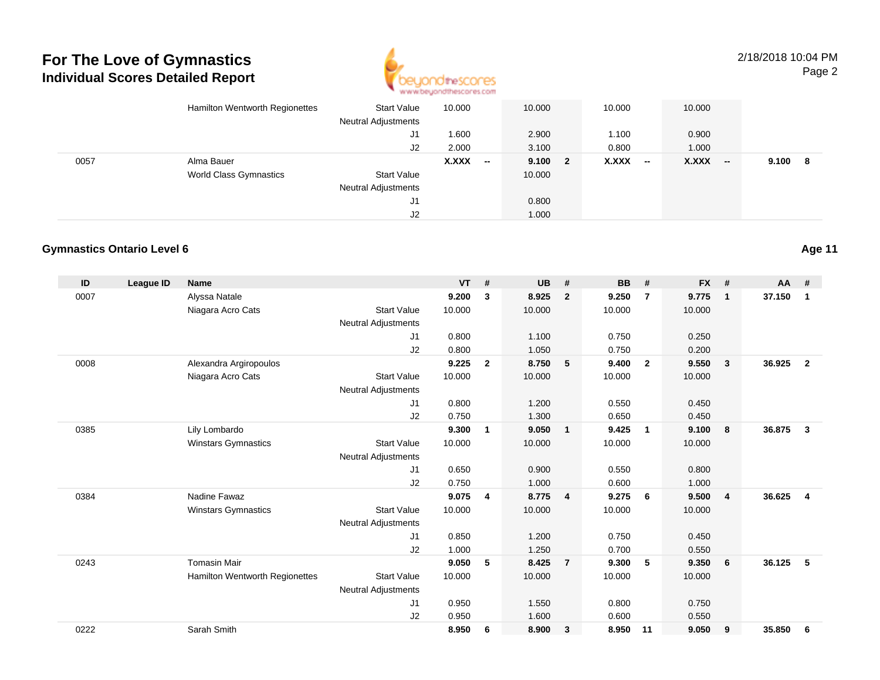# For The Love of Gymnastics
## Individual Scores Detailed Report

2/18/2018 10:04 PM

| ID | League ID | Name | | VT | # | UB | # | BB | # | FX | # | AA | # |
|---|---|---|---|---|---|---|---|---|---|---|---|---|---|
| | | Hamilton Wentworth Regionettes | Start Value | 10.000 | | 10.000 | | 10.000 | | 10.000 | | | |
| | | | Neutral Adjustments | | | | | | | | | | |
| | | | J1 | 1.600 | | 2.900 | | 1.100 | | 0.900 | | | |
| | | | J2 | 2.000 | | 3.100 | | 0.800 | | 1.000 | | | |
| 0057 | | Alma Bauer | | X.XXX | -- | 9.100 | 2 | X.XXX | -- | X.XXX | -- | 9.100 | 8 |
| | | World Class Gymnastics | Start Value | | | 10.000 | | | | | | | |
| | | | Neutral Adjustments | | | | | | | | | | |
| | | | J1 | | | 0.800 | | | | | | | |
| | | | J2 | | | 1.000 | | | | | | | |

### Gymnastics Ontario Level 6

**Age 11**

| ID | League ID | Name | | VT | # | UB | # | BB | # | FX | # | AA | # |
|---|---|---|---|---|---|---|---|---|---|---|---|---|---|
| 0007 | | Alyssa Natale | | 9.200 | 3 | 8.925 | 2 | 9.250 | 7 | 9.775 | 1 | 37.150 | 1 |
| | | Niagara Acro Cats | Start Value | 10.000 | | 10.000 | | 10.000 | | 10.000 | | | |
| | | | Neutral Adjustments | | | | | | | | | | |
| | | | J1 | 0.800 | | 1.100 | | 0.750 | | 0.250 | | | |
| | | | J2 | 0.800 | | 1.050 | | 0.750 | | 0.200 | | | |
| 0008 | | Alexandra Argiropoulos | | 9.225 | 2 | 8.750 | 5 | 9.400 | 2 | 9.550 | 3 | 36.925 | 2 |
| | | Niagara Acro Cats | Start Value | 10.000 | | 10.000 | | 10.000 | | 10.000 | | | |
| | | | Neutral Adjustments | | | | | | | | | | |
| | | | J1 | 0.800 | | 1.200 | | 0.550 | | 0.450 | | | |
| | | | J2 | 0.750 | | 1.300 | | 0.650 | | 0.450 | | | |
| 0385 | | Lily Lombardo | | 9.300 | 1 | 9.050 | 1 | 9.425 | 1 | 9.100 | 8 | 36.875 | 3 |
| | | Winstars Gymnastics | Start Value | 10.000 | | 10.000 | | 10.000 | | 10.000 | | | |
| | | | Neutral Adjustments | | | | | | | | | | |
| | | | J1 | 0.650 | | 0.900 | | 0.550 | | 0.800 | | | |
| | | | J2 | 0.750 | | 1.000 | | 0.600 | | 1.000 | | | |
| 0384 | | Nadine Fawaz | | 9.075 | 4 | 8.775 | 4 | 9.275 | 6 | 9.500 | 4 | 36.625 | 4 |
| | | Winstars Gymnastics | Start Value | 10.000 | | 10.000 | | 10.000 | | 10.000 | | | |
| | | | Neutral Adjustments | | | | | | | | | | |
| | | | J1 | 0.850 | | 1.200 | | 0.750 | | 0.450 | | | |
| | | | J2 | 1.000 | | 1.250 | | 0.700 | | 0.550 | | | |
| 0243 | | Tomasin Mair | | 9.050 | 5 | 8.425 | 7 | 9.300 | 5 | 9.350 | 6 | 36.125 | 5 |
| | | Hamilton Wentworth Regionettes | Start Value | 10.000 | | 10.000 | | 10.000 | | 10.000 | | | |
| | | | Neutral Adjustments | | | | | | | | | | |
| | | | J1 | 0.950 | | 1.550 | | 0.800 | | 0.750 | | | |
| | | | J2 | 0.950 | | 1.600 | | 0.600 | | 0.550 | | | |
| 0222 | | Sarah Smith | | 8.950 | 6 | 8.900 | 3 | 8.950 | 11 | 9.050 | 9 | 35.850 | 6 |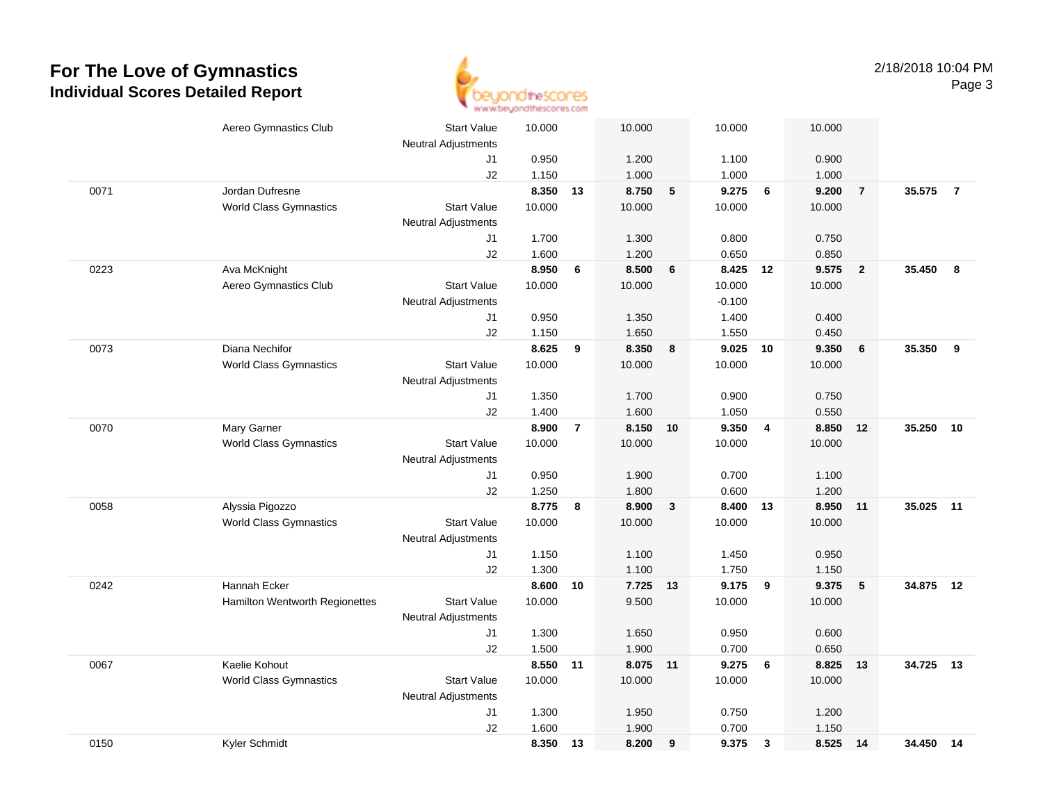# For The Love of Gymnastics
## Individual Scores Detailed Report

2/18/2018 10:04 PM

| # | Name | | | Vault | Rank | Bars | Rank | Beam | Rank | Floor | Rank | AA | Rank |
|---|---|---|---|---|---|---|---|---|---|---|---|---|---|
| | Aereo Gymnastics Club | Start Value | | 10.000 | | 10.000 | | 10.000 | | 10.000 | | | |
| | | Neutral Adjustments | | | | | | | | | | | |
| | | J1 | | 0.950 | | 1.200 | | 1.100 | | 0.900 | | | |
| | | J2 | | 1.150 | | 1.000 | | 1.000 | | 1.000 | | | |
| 0071 | Jordan Dufresne | | | 8.350 | 13 | 8.750 | 5 | 9.275 | 6 | 9.200 | 7 | 35.575 | 7 |
| | World Class Gymnastics | Start Value | | 10.000 | | 10.000 | | 10.000 | | 10.000 | | | |
| | | Neutral Adjustments | | | | | | | | | | | |
| | | J1 | | 1.700 | | 1.300 | | 0.800 | | 0.750 | | | |
| | | J2 | | 1.600 | | 1.200 | | 0.650 | | 0.850 | | | |
| 0223 | Ava McKnight | | | 8.950 | 6 | 8.500 | 6 | 8.425 | 12 | 9.575 | 2 | 35.450 | 8 |
| | Aereo Gymnastics Club | Start Value | | 10.000 | | 10.000 | | 10.000 | | 10.000 | | | |
| | | Neutral Adjustments | | | | | | -0.100 | | | | | |
| | | J1 | | 0.950 | | 1.350 | | 1.400 | | 0.400 | | | |
| | | J2 | | 1.150 | | 1.650 | | 1.550 | | 0.450 | | | |
| 0073 | Diana Nechifor | | | 8.625 | 9 | 8.350 | 8 | 9.025 | 10 | 9.350 | 6 | 35.350 | 9 |
| | World Class Gymnastics | Start Value | | 10.000 | | 10.000 | | 10.000 | | 10.000 | | | |
| | | Neutral Adjustments | | | | | | | | | | | |
| | | J1 | | 1.350 | | 1.700 | | 0.900 | | 0.750 | | | |
| | | J2 | | 1.400 | | 1.600 | | 1.050 | | 0.550 | | | |
| 0070 | Mary Garner | | | 8.900 | 7 | 8.150 | 10 | 9.350 | 4 | 8.850 | 12 | 35.250 | 10 |
| | World Class Gymnastics | Start Value | | 10.000 | | 10.000 | | 10.000 | | 10.000 | | | |
| | | Neutral Adjustments | | | | | | | | | | | |
| | | J1 | | 0.950 | | 1.900 | | 0.700 | | 1.100 | | | |
| | | J2 | | 1.250 | | 1.800 | | 0.600 | | 1.200 | | | |
| 0058 | Alyssia Pigozzo | | | 8.775 | 8 | 8.900 | 3 | 8.400 | 13 | 8.950 | 11 | 35.025 | 11 |
| | World Class Gymnastics | Start Value | | 10.000 | | 10.000 | | 10.000 | | 10.000 | | | |
| | | Neutral Adjustments | | | | | | | | | | | |
| | | J1 | | 1.150 | | 1.100 | | 1.450 | | 0.950 | | | |
| | | J2 | | 1.300 | | 1.100 | | 1.750 | | 1.150 | | | |
| 0242 | Hannah Ecker | | | 8.600 | 10 | 7.725 | 13 | 9.175 | 9 | 9.375 | 5 | 34.875 | 12 |
| | Hamilton Wentworth Regionettes | Start Value | | 10.000 | | 9.500 | | 10.000 | | 10.000 | | | |
| | | Neutral Adjustments | | | | | | | | | | | |
| | | J1 | | 1.300 | | 1.650 | | 0.950 | | 0.600 | | | |
| | | J2 | | 1.500 | | 1.900 | | 0.700 | | 0.650 | | | |
| 0067 | Kaelie Kohout | | | 8.550 | 11 | 8.075 | 11 | 9.275 | 6 | 8.825 | 13 | 34.725 | 13 |
| | World Class Gymnastics | Start Value | | 10.000 | | 10.000 | | 10.000 | | 10.000 | | | |
| | | Neutral Adjustments | | | | | | | | | | | |
| | | J1 | | 1.300 | | 1.950 | | 0.750 | | 1.200 | | | |
| | | J2 | | 1.600 | | 1.900 | | 0.700 | | 1.150 | | | |
| 0150 | Kyler Schmidt | | | 8.350 | 13 | 8.200 | 9 | 9.375 | 3 | 8.525 | 14 | 34.450 | 14 |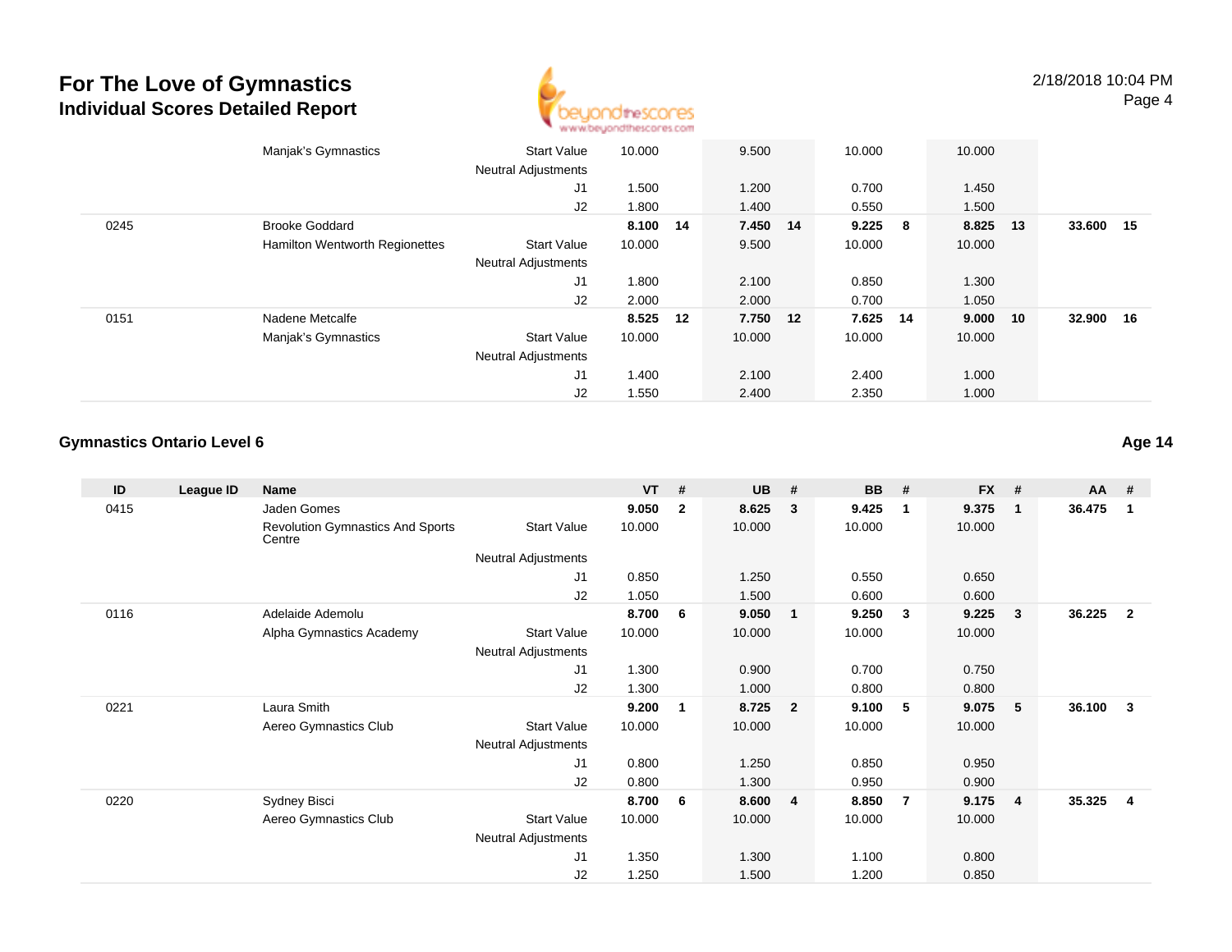# For The Love of Gymnastics

## Individual Scores Detailed Report

| ID | League ID | Name | | VT | # | UB | # | BB | # | FX | # | AA | # |
|---|---|---|---|---|---|---|---|---|---|---|---|---|---|
| | | Manjak's Gymnastics | Start Value | 10.000 | | 9.500 | | 10.000 | | 10.000 | | | |
| | | | Neutral Adjustments | | | | | | | | | | |
| | | | J1 | 1.500 | | 1.200 | | 0.700 | | 1.450 | | | |
| | | | J2 | 1.800 | | 1.400 | | 0.550 | | 1.500 | | | |
| 0245 | | Brooke Goddard | | **8.100** | **14** | **7.450** | **14** | **9.225** | **8** | **8.825** | **13** | **33.600** | **15** |
| | | Hamilton Wentworth Regionettes | Start Value | 10.000 | | 9.500 | | 10.000 | | 10.000 | | | |
| | | | Neutral Adjustments | | | | | | | | | | |
| | | | J1 | 1.800 | | 2.100 | | 0.850 | | 1.300 | | | |
| | | | J2 | 2.000 | | 2.000 | | 0.700 | | 1.050 | | | |
| 0151 | | Nadene Metcalfe | | **8.525** | **12** | **7.750** | **12** | **7.625** | **14** | **9.000** | **10** | **32.900** | **16** |
| | | Manjak's Gymnastics | Start Value | 10.000 | | 10.000 | | 10.000 | | 10.000 | | | |
| | | | Neutral Adjustments | | | | | | | | | | |
| | | | J1 | 1.400 | | 2.100 | | 2.400 | | 1.000 | | | |
| | | | J2 | 1.550 | | 2.400 | | 2.350 | | 1.000 | | | |

### Gymnastics Ontario Level 6

**Age 14**

| ID | League ID | Name | | VT | # | UB | # | BB | # | FX | # | AA | # |
|---|---|---|---|---|---|---|---|---|---|---|---|---|---|
| 0415 | | Jaden Gomes | | **9.050** | **2** | **8.625** | **3** | **9.425** | **1** | **9.375** | **1** | **36.475** | **1** |
| | | Revolution Gymnastics And Sports Centre | Start Value | 10.000 | | 10.000 | | 10.000 | | 10.000 | | | |
| | | | Neutral Adjustments | | | | | | | | | | |
| | | | J1 | 0.850 | | 1.250 | | 0.550 | | 0.650 | | | |
| | | | J2 | 1.050 | | 1.500 | | 0.600 | | 0.600 | | | |
| 0116 | | Adelaide Ademolu | | **8.700** | **6** | **9.050** | **1** | **9.250** | **3** | **9.225** | **3** | **36.225** | **2** |
| | | Alpha Gymnastics Academy | Start Value | 10.000 | | 10.000 | | 10.000 | | 10.000 | | | |
| | | | Neutral Adjustments | | | | | | | | | | |
| | | | J1 | 1.300 | | 0.900 | | 0.700 | | 0.750 | | | |
| | | | J2 | 1.300 | | 1.000 | | 0.800 | | 0.800 | | | |
| 0221 | | Laura Smith | | **9.200** | **1** | **8.725** | **2** | **9.100** | **5** | **9.075** | **5** | **36.100** | **3** |
| | | Aereo Gymnastics Club | Start Value | 10.000 | | 10.000 | | 10.000 | | 10.000 | | | |
| | | | Neutral Adjustments | | | | | | | | | | |
| | | | J1 | 0.800 | | 1.250 | | 0.850 | | 0.950 | | | |
| | | | J2 | 0.800 | | 1.300 | | 0.950 | | 0.900 | | | |
| 0220 | | Sydney Bisci | | **8.700** | **6** | **8.600** | **4** | **8.850** | **7** | **9.175** | **4** | **35.325** | **4** |
| | | Aereo Gymnastics Club | Start Value | 10.000 | | 10.000 | | 10.000 | | 10.000 | | | |
| | | | Neutral Adjustments | | | | | | | | | | |
| | | | J1 | 1.350 | | 1.300 | | 1.100 | | 0.800 | | | |
| | | | J2 | 1.250 | | 1.500 | | 1.200 | | 0.850 | | | |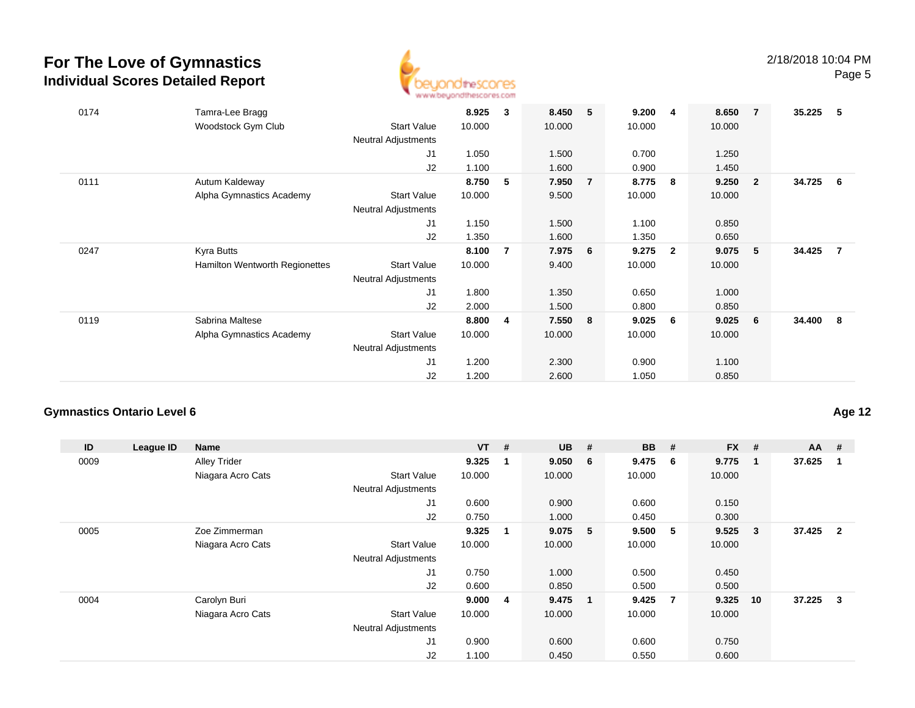# For The Love of Gymnastics
## Individual Scores Detailed Report

| ID | League ID | Name | | VT | # | UB | # | BB | # | FX | # | AA | # |
|---|---|---|---|---|---|---|---|---|---|---|---|---|---|
| 0174 | | Tamra-Lee Bragg | | **8.925** | **3** | **8.450** | **5** | **9.200** | **4** | **8.650** | **7** | **35.225** | **5** |
| | | Woodstock Gym Club | Start Value | 10.000 | | 10.000 | | 10.000 | | 10.000 | | | |
| | | | Neutral Adjustments | | | | | | | | | | |
| | | | J1 | 1.050 | | 1.500 | | 0.700 | | 1.250 | | | |
| | | | J2 | 1.100 | | 1.600 | | 0.900 | | 1.450 | | | |
| 0111 | | Autum Kaldeway | | **8.750** | **5** | **7.950** | **7** | **8.775** | **8** | **9.250** | **2** | **34.725** | **6** |
| | | Alpha Gymnastics Academy | Start Value | 10.000 | | 9.500 | | 10.000 | | 10.000 | | | |
| | | | Neutral Adjustments | | | | | | | | | | |
| | | | J1 | 1.150 | | 1.500 | | 1.100 | | 0.850 | | | |
| | | | J2 | 1.350 | | 1.600 | | 1.350 | | 0.650 | | | |
| 0247 | | Kyra Butts | | **8.100** | **7** | **7.975** | **6** | **9.275** | **2** | **9.075** | **5** | **34.425** | **7** |
| | | Hamilton Wentworth Regionettes | Start Value | 10.000 | | 9.400 | | 10.000 | | 10.000 | | | |
| | | | Neutral Adjustments | | | | | | | | | | |
| | | | J1 | 1.800 | | 1.350 | | 0.650 | | 1.000 | | | |
| | | | J2 | 2.000 | | 1.500 | | 0.800 | | 0.850 | | | |
| 0119 | | Sabrina Maltese | | **8.800** | **4** | **7.550** | **8** | **9.025** | **6** | **9.025** | **6** | **34.400** | **8** |
| | | Alpha Gymnastics Academy | Start Value | 10.000 | | 10.000 | | 10.000 | | 10.000 | | | |
| | | | Neutral Adjustments | | | | | | | | | | |
| | | | J1 | 1.200 | | 2.300 | | 0.900 | | 1.100 | | | |
| | | | J2 | 1.200 | | 2.600 | | 1.050 | | 0.850 | | | |

### Gymnastics Ontario Level 6 — Age 12

| ID | League ID | Name | | VT | # | UB | # | BB | # | FX | # | AA | # |
|---|---|---|---|---|---|---|---|---|---|---|---|---|---|
| 0009 | | Alley Trider | | **9.325** | **1** | **9.050** | **6** | **9.475** | **6** | **9.775** | **1** | **37.625** | **1** |
| | | Niagara Acro Cats | Start Value | 10.000 | | 10.000 | | 10.000 | | 10.000 | | | |
| | | | Neutral Adjustments | | | | | | | | | | |
| | | | J1 | 0.600 | | 0.900 | | 0.600 | | 0.150 | | | |
| | | | J2 | 0.750 | | 1.000 | | 0.450 | | 0.300 | | | |
| 0005 | | Zoe Zimmerman | | **9.325** | **1** | **9.075** | **5** | **9.500** | **5** | **9.525** | **3** | **37.425** | **2** |
| | | Niagara Acro Cats | Start Value | 10.000 | | 10.000 | | 10.000 | | 10.000 | | | |
| | | | Neutral Adjustments | | | | | | | | | | |
| | | | J1 | 0.750 | | 1.000 | | 0.500 | | 0.450 | | | |
| | | | J2 | 0.600 | | 0.850 | | 0.500 | | 0.500 | | | |
| 0004 | | Carolyn Buri | | **9.000** | **4** | **9.475** | **1** | **9.425** | **7** | **9.325** | **10** | **37.225** | **3** |
| | | Niagara Acro Cats | Start Value | 10.000 | | 10.000 | | 10.000 | | 10.000 | | | |
| | | | Neutral Adjustments | | | | | | | | | | |
| | | | J1 | 0.900 | | 0.600 | | 0.600 | | 0.750 | | | |
| | | | J2 | 1.100 | | 0.450 | | 0.550 | | 0.600 | | | |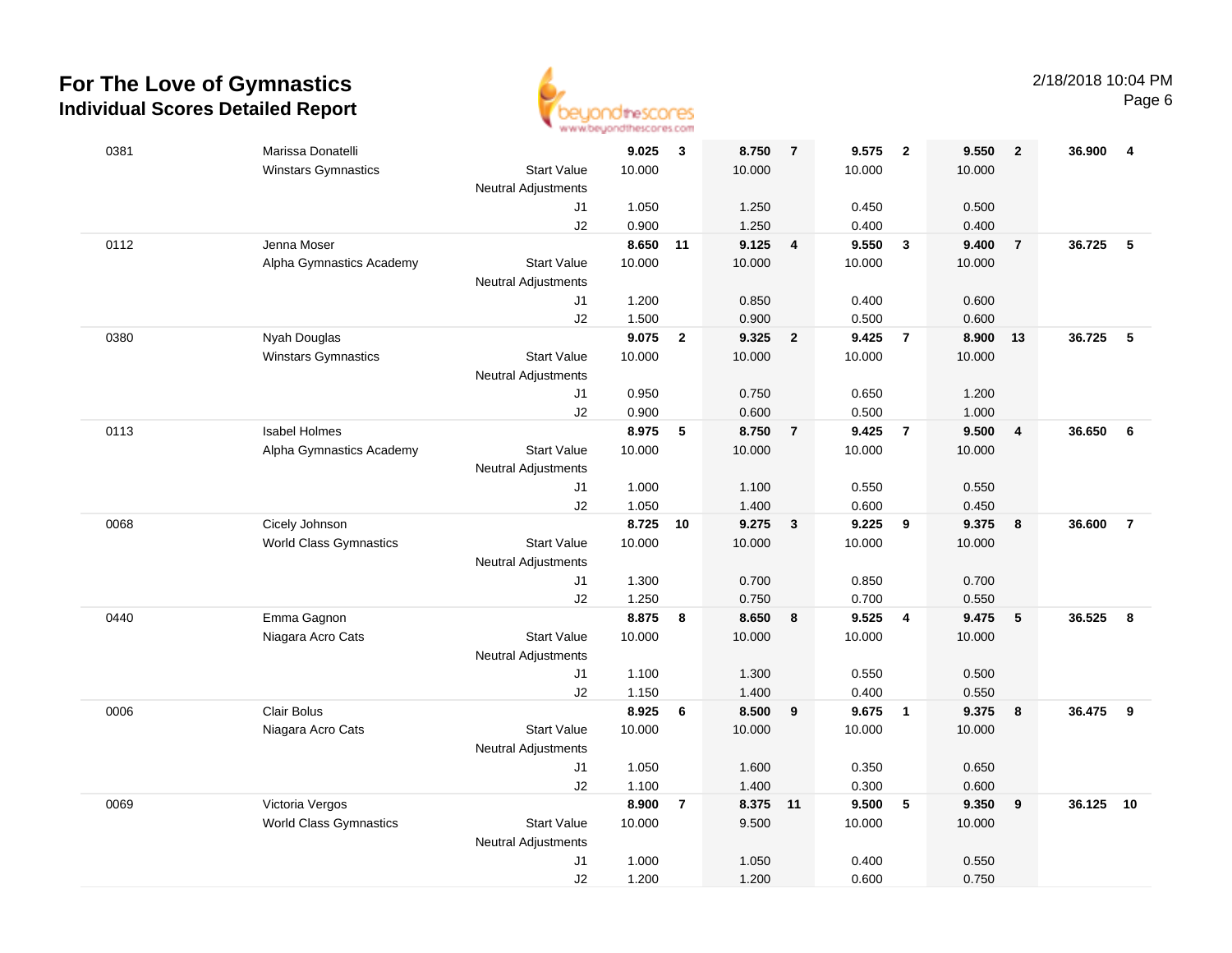# For The Love of Gymnastics
## Individual Scores Detailed Report

| # | Name / Club | | Vault | Rank | Bars | Rank | Beam | Rank | Floor | Rank | AA | Rank |
|---|---|---|---|---|---|---|---|---|---|---|---|---|
| 0381 | Marissa Donatelli | | 9.025 | 3 | 8.750 | 7 | 9.575 | 2 | 9.550 | 2 | 36.900 | 4 |
| | Winstars Gymnastics | Start Value | 10.000 | | 10.000 | | 10.000 | | 10.000 | | | |
| | | Neutral Adjustments | | | | | | | | | | |
| | | J1 | 1.050 | | 1.250 | | 0.450 | | 0.500 | | | |
| | | J2 | 0.900 | | 1.250 | | 0.400 | | 0.400 | | | |
| 0112 | Jenna Moser | | 8.650 | 11 | 9.125 | 4 | 9.550 | 3 | 9.400 | 7 | 36.725 | 5 |
| | Alpha Gymnastics Academy | Start Value | 10.000 | | 10.000 | | 10.000 | | 10.000 | | | |
| | | Neutral Adjustments | | | | | | | | | | |
| | | J1 | 1.200 | | 0.850 | | 0.400 | | 0.600 | | | |
| | | J2 | 1.500 | | 0.900 | | 0.500 | | 0.600 | | | |
| 0380 | Nyah Douglas | | 9.075 | 2 | 9.325 | 2 | 9.425 | 7 | 8.900 | 13 | 36.725 | 5 |
| | Winstars Gymnastics | Start Value | 10.000 | | 10.000 | | 10.000 | | 10.000 | | | |
| | | Neutral Adjustments | | | | | | | | | | |
| | | J1 | 0.950 | | 0.750 | | 0.650 | | 1.200 | | | |
| | | J2 | 0.900 | | 0.600 | | 0.500 | | 1.000 | | | |
| 0113 | Isabel Holmes | | 8.975 | 5 | 8.750 | 7 | 9.425 | 7 | 9.500 | 4 | 36.650 | 6 |
| | Alpha Gymnastics Academy | Start Value | 10.000 | | 10.000 | | 10.000 | | 10.000 | | | |
| | | Neutral Adjustments | | | | | | | | | | |
| | | J1 | 1.000 | | 1.100 | | 0.550 | | 0.550 | | | |
| | | J2 | 1.050 | | 1.400 | | 0.600 | | 0.450 | | | |
| 0068 | Cicely Johnson | | 8.725 | 10 | 9.275 | 3 | 9.225 | 9 | 9.375 | 8 | 36.600 | 7 |
| | World Class Gymnastics | Start Value | 10.000 | | 10.000 | | 10.000 | | 10.000 | | | |
| | | Neutral Adjustments | | | | | | | | | | |
| | | J1 | 1.300 | | 0.700 | | 0.850 | | 0.700 | | | |
| | | J2 | 1.250 | | 0.750 | | 0.700 | | 0.550 | | | |
| 0440 | Emma Gagnon | | 8.875 | 8 | 8.650 | 8 | 9.525 | 4 | 9.475 | 5 | 36.525 | 8 |
| | Niagara Acro Cats | Start Value | 10.000 | | 10.000 | | 10.000 | | 10.000 | | | |
| | | Neutral Adjustments | | | | | | | | | | |
| | | J1 | 1.100 | | 1.300 | | 0.550 | | 0.500 | | | |
| | | J2 | 1.150 | | 1.400 | | 0.400 | | 0.550 | | | |
| 0006 | Clair Bolus | | 8.925 | 6 | 8.500 | 9 | 9.675 | 1 | 9.375 | 8 | 36.475 | 9 |
| | Niagara Acro Cats | Start Value | 10.000 | | 10.000 | | 10.000 | | 10.000 | | | |
| | | Neutral Adjustments | | | | | | | | | | |
| | | J1 | 1.050 | | 1.600 | | 0.350 | | 0.650 | | | |
| | | J2 | 1.100 | | 1.400 | | 0.300 | | 0.600 | | | |
| 0069 | Victoria Vergos | | 8.900 | 7 | 8.375 | 11 | 9.500 | 5 | 9.350 | 9 | 36.125 | 10 |
| | World Class Gymnastics | Start Value | 10.000 | | 9.500 | | 10.000 | | 10.000 | | | |
| | | Neutral Adjustments | | | | | | | | | | |
| | | J1 | 1.000 | | 1.050 | | 0.400 | | 0.550 | | | |
| | | J2 | 1.200 | | 1.200 | | 0.600 | | 0.750 | | | |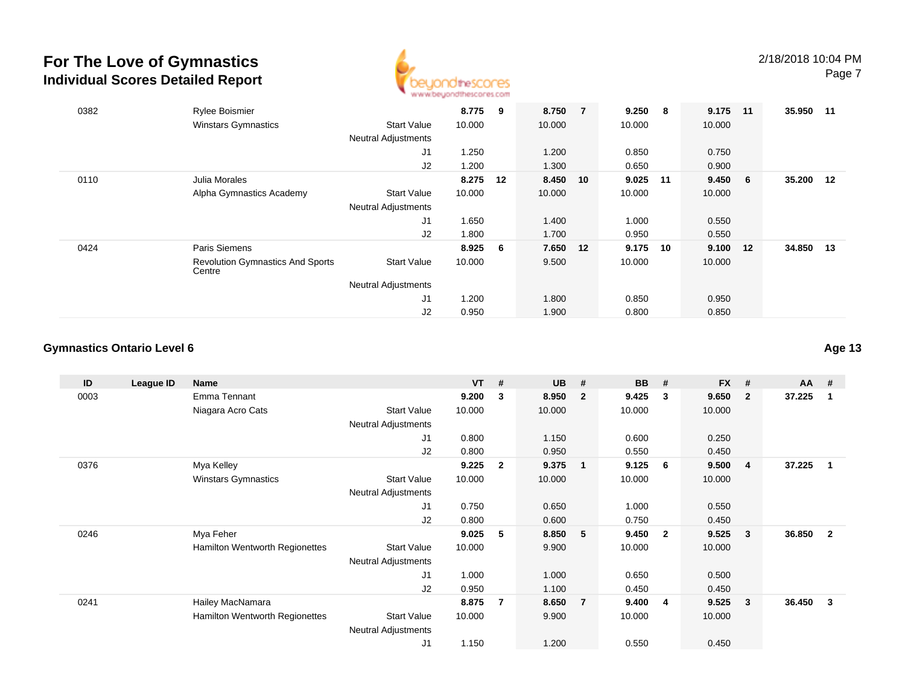| ID | League ID | Name | | VT | # | UB | # | BB | # | FX | # | AA | # |
|---|---|---|---|---|---|---|---|---|---|---|---|---|---|
| 0382 | | Rylee Boismier | | 8.775 | 9 | 8.750 | 7 | 9.250 | 8 | 9.175 | 11 | 35.950 | 11 |
| | | Winstars Gymnastics | Start Value | 10.000 | | 10.000 | | 10.000 | | 10.000 | | | |
| | | | Neutral Adjustments | | | | | | | | | | |
| | | | J1 | 1.250 | | 1.200 | | 0.850 | | 0.750 | | | |
| | | | J2 | 1.200 | | 1.300 | | 0.650 | | 0.900 | | | |
| 0110 | | Julia Morales | | 8.275 | 12 | 8.450 | 10 | 9.025 | 11 | 9.450 | 6 | 35.200 | 12 |
| | | Alpha Gymnastics Academy | Start Value | 10.000 | | 10.000 | | 10.000 | | 10.000 | | | |
| | | | Neutral Adjustments | | | | | | | | | | |
| | | | J1 | 1.650 | | 1.400 | | 1.000 | | 0.550 | | | |
| | | | J2 | 1.800 | | 1.700 | | 0.950 | | 0.550 | | | |
| 0424 | | Paris Siemens | | 8.925 | 6 | 7.650 | 12 | 9.175 | 10 | 9.100 | 12 | 34.850 | 13 |
| | | Revolution Gymnastics And Sports Centre | Start Value | 10.000 | | 9.500 | | 10.000 | | 10.000 | | | |
| | | | Neutral Adjustments | | | | | | | | | | |
| | | | J1 | 1.200 | | 1.800 | | 0.850 | | 0.950 | | | |
| | | | J2 | 0.950 | | 1.900 | | 0.800 | | 0.850 | | | |

## Gymnastics Ontario Level 6

**Age 13**

| ID | League ID | Name | | VT | # | UB | # | BB | # | FX | # | AA | # |
|---|---|---|---|---|---|---|---|---|---|---|---|---|---|
| 0003 | | Emma Tennant | | 9.200 | 3 | 8.950 | 2 | 9.425 | 3 | 9.650 | 2 | 37.225 | 1 |
| | | Niagara Acro Cats | Start Value | 10.000 | | 10.000 | | 10.000 | | 10.000 | | | |
| | | | Neutral Adjustments | | | | | | | | | | |
| | | | J1 | 0.800 | | 1.150 | | 0.600 | | 0.250 | | | |
| | | | J2 | 0.800 | | 0.950 | | 0.550 | | 0.450 | | | |
| 0376 | | Mya Kelley | | 9.225 | 2 | 9.375 | 1 | 9.125 | 6 | 9.500 | 4 | 37.225 | 1 |
| | | Winstars Gymnastics | Start Value | 10.000 | | 10.000 | | 10.000 | | 10.000 | | | |
| | | | Neutral Adjustments | | | | | | | | | | |
| | | | J1 | 0.750 | | 0.650 | | 1.000 | | 0.550 | | | |
| | | | J2 | 0.800 | | 0.600 | | 0.750 | | 0.450 | | | |
| 0246 | | Mya Feher | | 9.025 | 5 | 8.850 | 5 | 9.450 | 2 | 9.525 | 3 | 36.850 | 2 |
| | | Hamilton Wentworth Regionettes | Start Value | 10.000 | | 9.900 | | 10.000 | | 10.000 | | | |
| | | | Neutral Adjustments | | | | | | | | | | |
| | | | J1 | 1.000 | | 1.000 | | 0.650 | | 0.500 | | | |
| | | | J2 | 0.950 | | 1.100 | | 0.450 | | 0.450 | | | |
| 0241 | | Hailey MacNamara | | 8.875 | 7 | 8.650 | 7 | 9.400 | 4 | 9.525 | 3 | 36.450 | 3 |
| | | Hamilton Wentworth Regionettes | Start Value | 10.000 | | 9.900 | | 10.000 | | 10.000 | | | |
| | | | Neutral Adjustments | | | | | | | | | | |
| | | | J1 | 1.150 | | 1.200 | | 0.550 | | 0.450 | | | |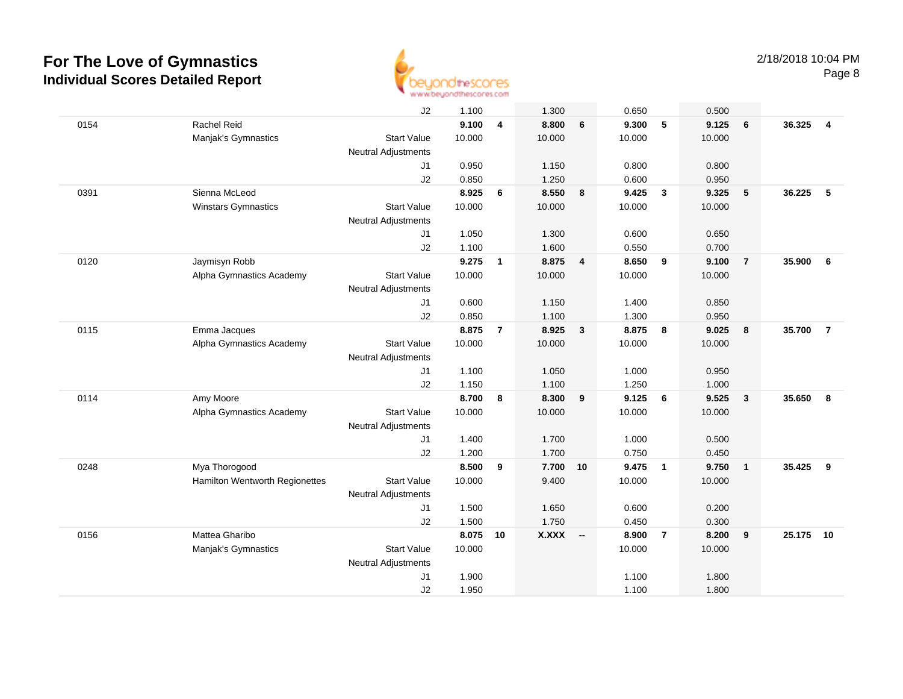# For The Love of Gymnastics
## Individual Scores Detailed Report

2/18/2018 10:04 PM

| | | | | | | | | | | | | |
|---|---|---|---|---|---|---|---|---|---|---|---|---|
| | | J2 | 1.100 | | 1.300 | | 0.650 | | 0.500 | | | |
| 0154 | Rachel Reid | | **9.100** | **4** | **8.800** | **6** | **9.300** | **5** | **9.125** | **6** | **36.325** | **4** |
| | Manjak's Gymnastics | Start Value | 10.000 | | 10.000 | | 10.000 | | 10.000 | | | |
| | | Neutral Adjustments | | | | | | | | | | |
| | | J1 | 0.950 | | 1.150 | | 0.800 | | 0.800 | | | |
| | | J2 | 0.850 | | 1.250 | | 0.600 | | 0.950 | | | |
| 0391 | Sienna McLeod | | **8.925** | **6** | **8.550** | **8** | **9.425** | **3** | **9.325** | **5** | **36.225** | **5** |
| | Winstars Gymnastics | Start Value | 10.000 | | 10.000 | | 10.000 | | 10.000 | | | |
| | | Neutral Adjustments | | | | | | | | | | |
| | | J1 | 1.050 | | 1.300 | | 0.600 | | 0.650 | | | |
| | | J2 | 1.100 | | 1.600 | | 0.550 | | 0.700 | | | |
| 0120 | Jaymisyn Robb | | **9.275** | **1** | **8.875** | **4** | **8.650** | **9** | **9.100** | **7** | **35.900** | **6** |
| | Alpha Gymnastics Academy | Start Value | 10.000 | | 10.000 | | 10.000 | | 10.000 | | | |
| | | Neutral Adjustments | | | | | | | | | | |
| | | J1 | 0.600 | | 1.150 | | 1.400 | | 0.850 | | | |
| | | J2 | 0.850 | | 1.100 | | 1.300 | | 0.950 | | | |
| 0115 | Emma Jacques | | **8.875** | **7** | **8.925** | **3** | **8.875** | **8** | **9.025** | **8** | **35.700** | **7** |
| | Alpha Gymnastics Academy | Start Value | 10.000 | | 10.000 | | 10.000 | | 10.000 | | | |
| | | Neutral Adjustments | | | | | | | | | | |
| | | J1 | 1.100 | | 1.050 | | 1.000 | | 0.950 | | | |
| | | J2 | 1.150 | | 1.100 | | 1.250 | | 1.000 | | | |
| 0114 | Amy Moore | | **8.700** | **8** | **8.300** | **9** | **9.125** | **6** | **9.525** | **3** | **35.650** | **8** |
| | Alpha Gymnastics Academy | Start Value | 10.000 | | 10.000 | | 10.000 | | 10.000 | | | |
| | | Neutral Adjustments | | | | | | | | | | |
| | | J1 | 1.400 | | 1.700 | | 1.000 | | 0.500 | | | |
| | | J2 | 1.200 | | 1.700 | | 0.750 | | 0.450 | | | |
| 0248 | Mya Thorogood | | **8.500** | **9** | **7.700** | **10** | **9.475** | **1** | **9.750** | **1** | **35.425** | **9** |
| | Hamilton Wentworth Regionettes | Start Value | 10.000 | | 9.400 | | 10.000 | | 10.000 | | | |
| | | Neutral Adjustments | | | | | | | | | | |
| | | J1 | 1.500 | | 1.650 | | 0.600 | | 0.200 | | | |
| | | J2 | 1.500 | | 1.750 | | 0.450 | | 0.300 | | | |
| 0156 | Mattea Gharibo | | **8.075** | **10** | **X.XXX** | **--** | **8.900** | **7** | **8.200** | **9** | **25.175** | **10** |
| | Manjak's Gymnastics | Start Value | 10.000 | | | | 10.000 | | 10.000 | | | |
| | | Neutral Adjustments | | | | | | | | | | |
| | | J1 | 1.900 | | | | 1.100 | | 1.800 | | | |
| | | J2 | 1.950 | | | | 1.100 | | 1.800 | | | |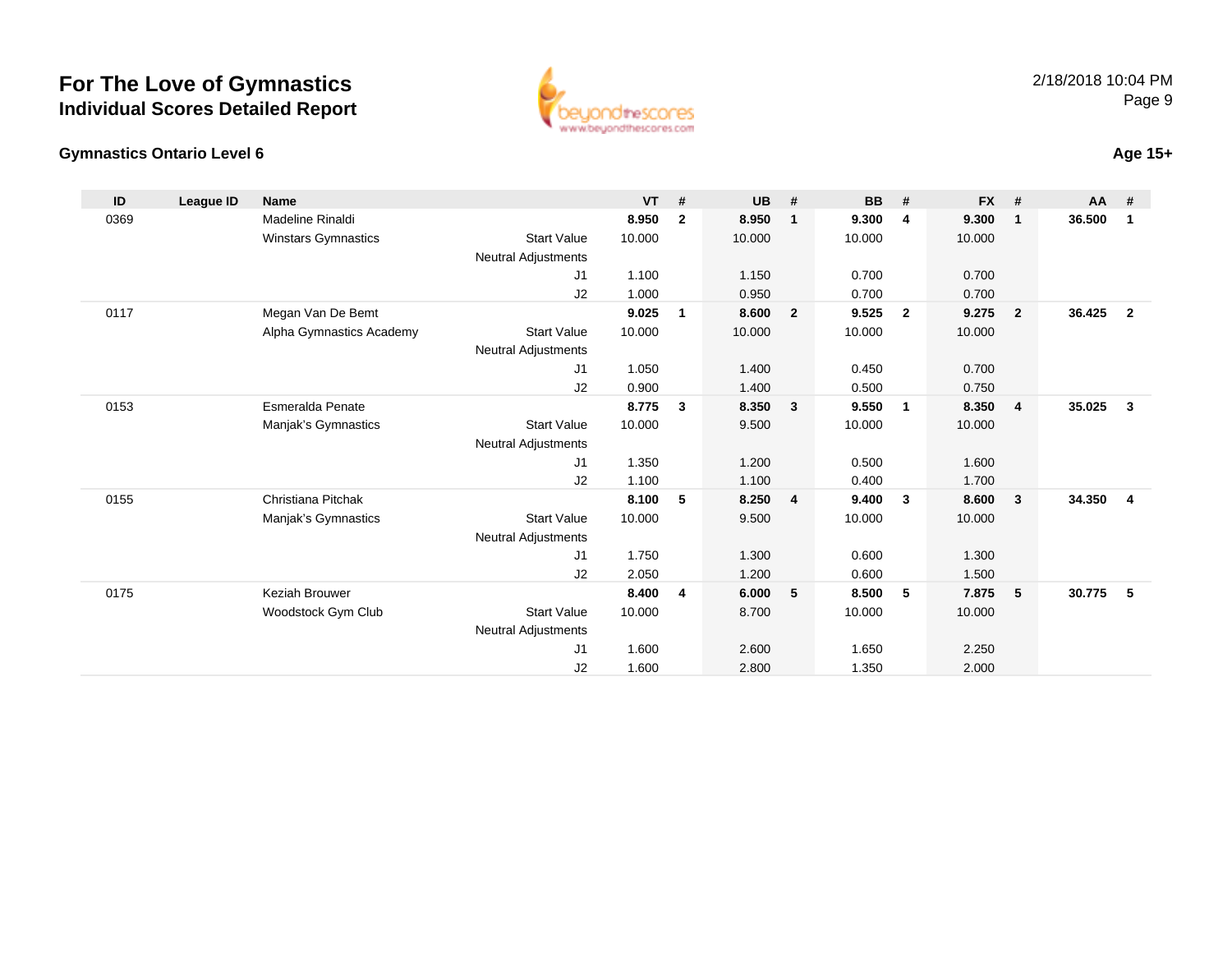# For The Love of Gymnastics
## Individual Scores Detailed Report

2/18/2018 10:04 PM

### Gymnastics Ontario Level 6

**Age 15+**

| ID | League ID | Name | | VT | # | UB | # | BB | # | FX | # | AA | # |
|---|---|---|---|---|---|---|---|---|---|---|---|---|---|
| 0369 | | Madeline Rinaldi | | **8.950** | **2** | **8.950** | **1** | **9.300** | **4** | **9.300** | **1** | **36.500** | **1** |
| | | Winstars Gymnastics | Start Value | 10.000 | | 10.000 | | 10.000 | | 10.000 | | | |
| | | | Neutral Adjustments | | | | | | | | | | |
| | | | J1 | 1.100 | | 1.150 | | 0.700 | | 0.700 | | | |
| | | | J2 | 1.000 | | 0.950 | | 0.700 | | 0.700 | | | |
| 0117 | | Megan Van De Bemt | | **9.025** | **1** | **8.600** | **2** | **9.525** | **2** | **9.275** | **2** | **36.425** | **2** |
| | | Alpha Gymnastics Academy | Start Value | 10.000 | | 10.000 | | 10.000 | | 10.000 | | | |
| | | | Neutral Adjustments | | | | | | | | | | |
| | | | J1 | 1.050 | | 1.400 | | 0.450 | | 0.700 | | | |
| | | | J2 | 0.900 | | 1.400 | | 0.500 | | 0.750 | | | |
| 0153 | | Esmeralda Penate | | **8.775** | **3** | **8.350** | **3** | **9.550** | **1** | **8.350** | **4** | **35.025** | **3** |
| | | Manjak's Gymnastics | Start Value | 10.000 | | 9.500 | | 10.000 | | 10.000 | | | |
| | | | Neutral Adjustments | | | | | | | | | | |
| | | | J1 | 1.350 | | 1.200 | | 0.500 | | 1.600 | | | |
| | | | J2 | 1.100 | | 1.100 | | 0.400 | | 1.700 | | | |
| 0155 | | Christiana Pitchak | | **8.100** | **5** | **8.250** | **4** | **9.400** | **3** | **8.600** | **3** | **34.350** | **4** |
| | | Manjak's Gymnastics | Start Value | 10.000 | | 9.500 | | 10.000 | | 10.000 | | | |
| | | | Neutral Adjustments | | | | | | | | | | |
| | | | J1 | 1.750 | | 1.300 | | 0.600 | | 1.300 | | | |
| | | | J2 | 2.050 | | 1.200 | | 0.600 | | 1.500 | | | |
| 0175 | | Keziah Brouwer | | **8.400** | **4** | **6.000** | **5** | **8.500** | **5** | **7.875** | **5** | **30.775** | **5** |
| | | Woodstock Gym Club | Start Value | 10.000 | | 8.700 | | 10.000 | | 10.000 | | | |
| | | | Neutral Adjustments | | | | | | | | | | |
| | | | J1 | 1.600 | | 2.600 | | 1.650 | | 2.250 | | | |
| | | | J2 | 1.600 | | 2.800 | | 1.350 | | 2.000 | | | |